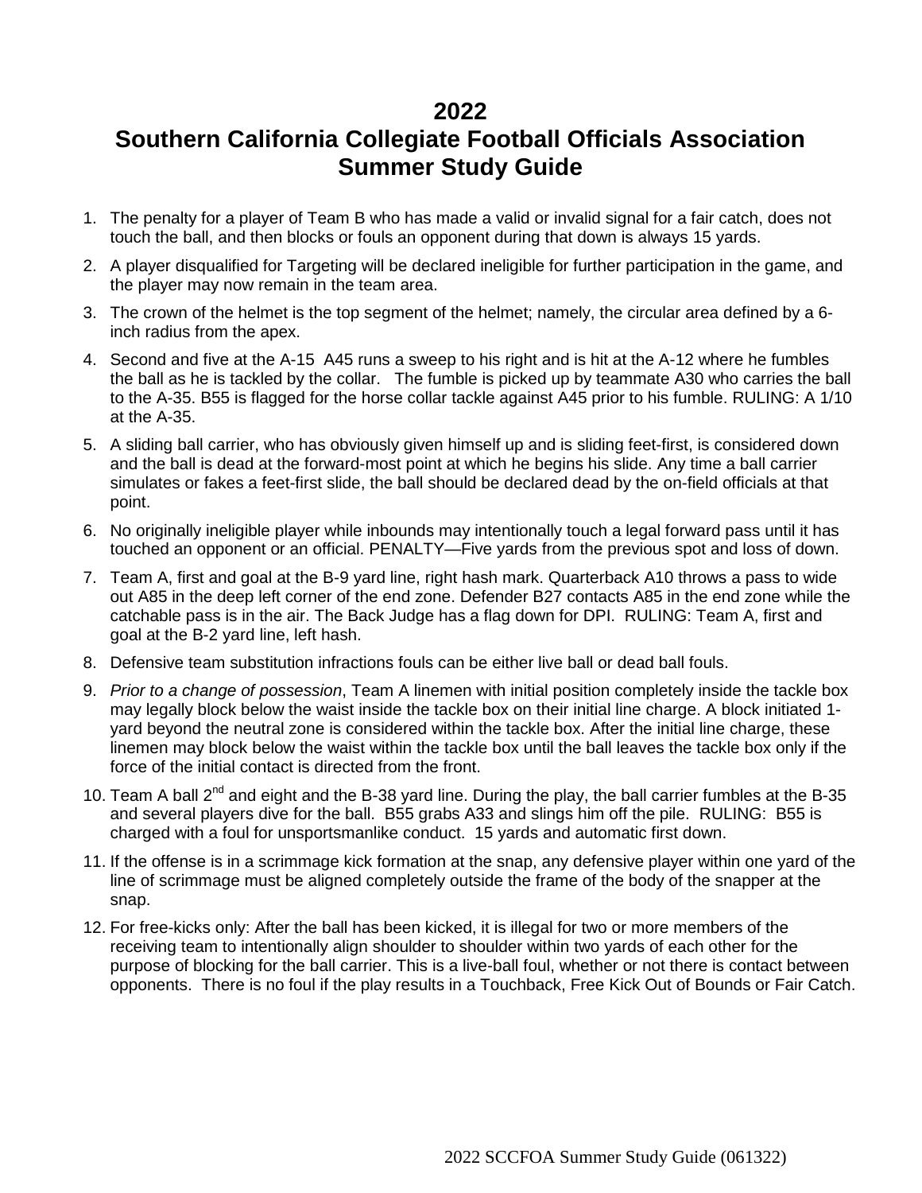# 2022
# Southern California Collegiate Football Officials Association Summer Study Guide

1. The penalty for a player of Team B who has made a valid or invalid signal for a fair catch, does not touch the ball, and then blocks or fouls an opponent during that down is always 15 yards.
2. A player disqualified for Targeting will be declared ineligible for further participation in the game, and the player may now remain in the team area.
3. The crown of the helmet is the top segment of the helmet; namely, the circular area defined by a 6-inch radius from the apex.
4. Second and five at the A-15 A45 runs a sweep to his right and is hit at the A-12 where he fumbles the ball as he is tackled by the collar. The fumble is picked up by teammate A30 who carries the ball to the A-35. B55 is flagged for the horse collar tackle against A45 prior to his fumble. RULING: A 1/10 at the A-35.
5. A sliding ball carrier, who has obviously given himself up and is sliding feet-first, is considered down and the ball is dead at the forward-most point at which he begins his slide. Any time a ball carrier simulates or fakes a feet-first slide, the ball should be declared dead by the on-field officials at that point.
6. No originally ineligible player while inbounds may intentionally touch a legal forward pass until it has touched an opponent or an official. PENALTY—Five yards from the previous spot and loss of down.
7. Team A, first and goal at the B-9 yard line, right hash mark. Quarterback A10 throws a pass to wide out A85 in the deep left corner of the end zone. Defender B27 contacts A85 in the end zone while the catchable pass is in the air. The Back Judge has a flag down for DPI. RULING: Team A, first and goal at the B-2 yard line, left hash.
8. Defensive team substitution infractions fouls can be either live ball or dead ball fouls.
9. *Prior to a change of possession*, Team A linemen with initial position completely inside the tackle box may legally block below the waist inside the tackle box on their initial line charge. A block initiated 1-yard beyond the neutral zone is considered within the tackle box. After the initial line charge, these linemen may block below the waist within the tackle box until the ball leaves the tackle box only if the force of the initial contact is directed from the front.
10. Team A ball 2nd and eight and the B-38 yard line. During the play, the ball carrier fumbles at the B-35 and several players dive for the ball. B55 grabs A33 and slings him off the pile. RULING: B55 is charged with a foul for unsportsmanlike conduct. 15 yards and automatic first down.
11. If the offense is in a scrimmage kick formation at the snap, any defensive player within one yard of the line of scrimmage must be aligned completely outside the frame of the body of the snapper at the snap.
12. For free-kicks only: After the ball has been kicked, it is illegal for two or more members of the receiving team to intentionally align shoulder to shoulder within two yards of each other for the purpose of blocking for the ball carrier. This is a live-ball foul, whether or not there is contact between opponents. There is no foul if the play results in a Touchback, Free Kick Out of Bounds or Fair Catch.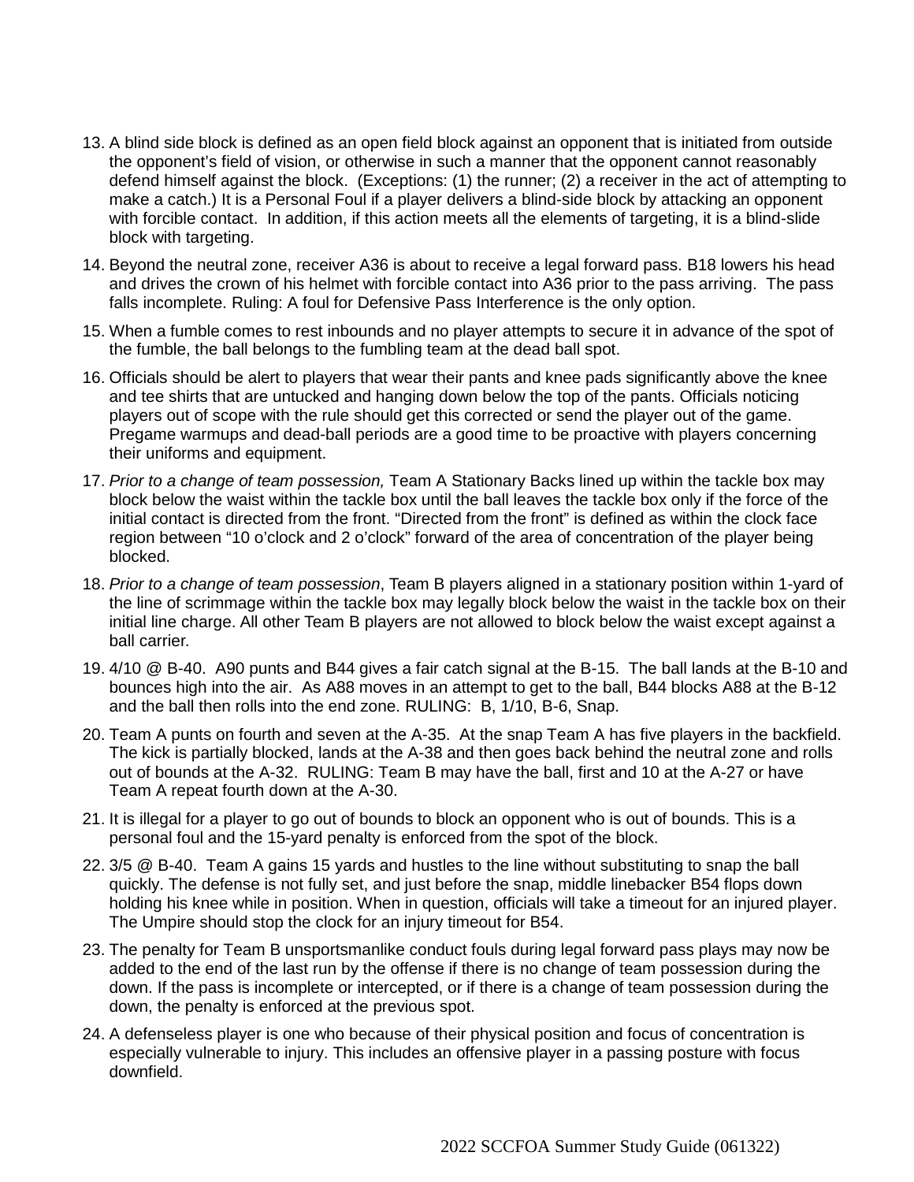13. A blind side block is defined as an open field block against an opponent that is initiated from outside the opponent's field of vision, or otherwise in such a manner that the opponent cannot reasonably defend himself against the block. (Exceptions: (1) the runner; (2) a receiver in the act of attempting to make a catch.) It is a Personal Foul if a player delivers a blind-side block by attacking an opponent with forcible contact. In addition, if this action meets all the elements of targeting, it is a blind-slide block with targeting.

14. Beyond the neutral zone, receiver A36 is about to receive a legal forward pass. B18 lowers his head and drives the crown of his helmet with forcible contact into A36 prior to the pass arriving. The pass falls incomplete. Ruling: A foul for Defensive Pass Interference is the only option.

15. When a fumble comes to rest inbounds and no player attempts to secure it in advance of the spot of the fumble, the ball belongs to the fumbling team at the dead ball spot.

16. Officials should be alert to players that wear their pants and knee pads significantly above the knee and tee shirts that are untucked and hanging down below the top of the pants. Officials noticing players out of scope with the rule should get this corrected or send the player out of the game. Pregame warmups and dead-ball periods are a good time to be proactive with players concerning their uniforms and equipment.

17. *Prior to a change of team possession,* Team A Stationary Backs lined up within the tackle box may block below the waist within the tackle box until the ball leaves the tackle box only if the force of the initial contact is directed from the front. "Directed from the front" is defined as within the clock face region between "10 o'clock and 2 o'clock" forward of the area of concentration of the player being blocked.

18. *Prior to a change of team possession*, Team B players aligned in a stationary position within 1-yard of the line of scrimmage within the tackle box may legally block below the waist in the tackle box on their initial line charge. All other Team B players are not allowed to block below the waist except against a ball carrier.

19. 4/10 @ B-40. A90 punts and B44 gives a fair catch signal at the B-15. The ball lands at the B-10 and bounces high into the air. As A88 moves in an attempt to get to the ball, B44 blocks A88 at the B-12 and the ball then rolls into the end zone. RULING: B, 1/10, B-6, Snap.

20. Team A punts on fourth and seven at the A-35. At the snap Team A has five players in the backfield. The kick is partially blocked, lands at the A-38 and then goes back behind the neutral zone and rolls out of bounds at the A-32. RULING: Team B may have the ball, first and 10 at the A-27 or have Team A repeat fourth down at the A-30.

21. It is illegal for a player to go out of bounds to block an opponent who is out of bounds. This is a personal foul and the 15-yard penalty is enforced from the spot of the block.

22. 3/5 @ B-40. Team A gains 15 yards and hustles to the line without substituting to snap the ball quickly. The defense is not fully set, and just before the snap, middle linebacker B54 flops down holding his knee while in position. When in question, officials will take a timeout for an injured player. The Umpire should stop the clock for an injury timeout for B54.

23. The penalty for Team B unsportsmanlike conduct fouls during legal forward pass plays may now be added to the end of the last run by the offense if there is no change of team possession during the down. If the pass is incomplete or intercepted, or if there is a change of team possession during the down, the penalty is enforced at the previous spot.

24. A defenseless player is one who because of their physical position and focus of concentration is especially vulnerable to injury. This includes an offensive player in a passing posture with focus downfield.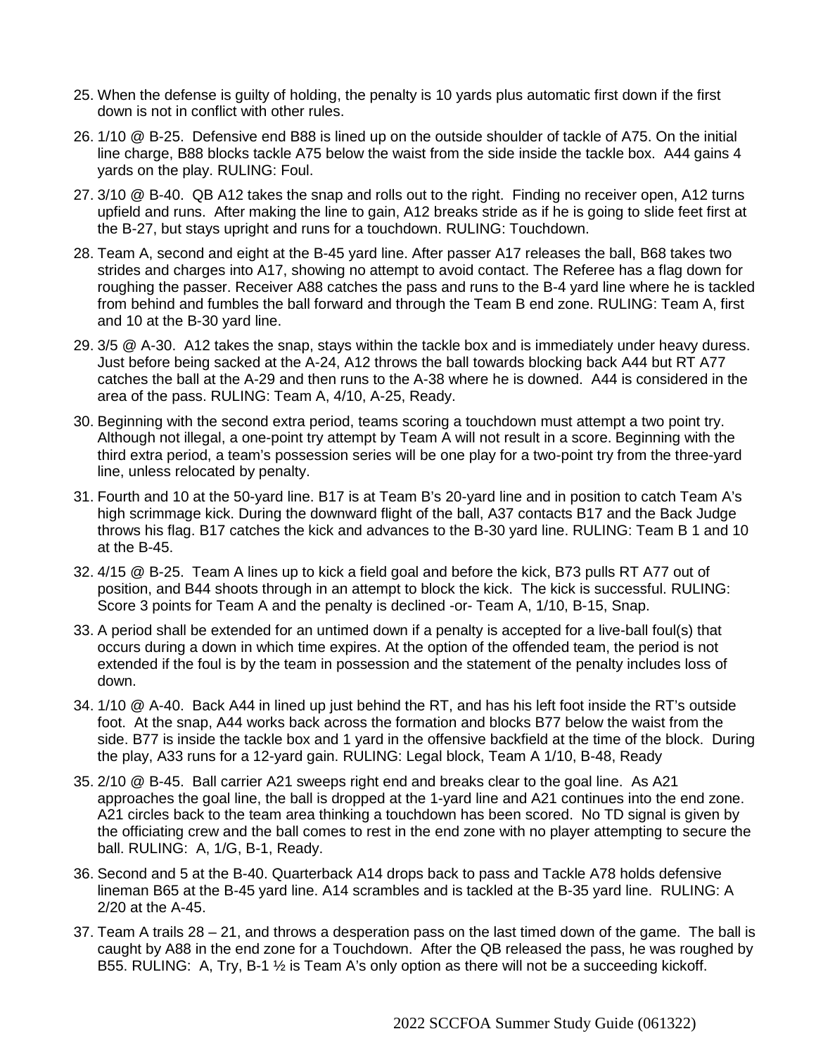25. When the defense is guilty of holding, the penalty is 10 yards plus automatic first down if the first down is not in conflict with other rules.

26. 1/10 @ B-25. Defensive end B88 is lined up on the outside shoulder of tackle of A75. On the initial line charge, B88 blocks tackle A75 below the waist from the side inside the tackle box. A44 gains 4 yards on the play. RULING: Foul.

27. 3/10 @ B-40. QB A12 takes the snap and rolls out to the right. Finding no receiver open, A12 turns upfield and runs. After making the line to gain, A12 breaks stride as if he is going to slide feet first at the B-27, but stays upright and runs for a touchdown. RULING: Touchdown.

28. Team A, second and eight at the B-45 yard line. After passer A17 releases the ball, B68 takes two strides and charges into A17, showing no attempt to avoid contact. The Referee has a flag down for roughing the passer. Receiver A88 catches the pass and runs to the B-4 yard line where he is tackled from behind and fumbles the ball forward and through the Team B end zone. RULING: Team A, first and 10 at the B-30 yard line.

29. 3/5 @ A-30. A12 takes the snap, stays within the tackle box and is immediately under heavy duress. Just before being sacked at the A-24, A12 throws the ball towards blocking back A44 but RT A77 catches the ball at the A-29 and then runs to the A-38 where he is downed. A44 is considered in the area of the pass. RULING: Team A, 4/10, A-25, Ready.

30. Beginning with the second extra period, teams scoring a touchdown must attempt a two point try. Although not illegal, a one-point try attempt by Team A will not result in a score. Beginning with the third extra period, a team's possession series will be one play for a two-point try from the three-yard line, unless relocated by penalty.

31. Fourth and 10 at the 50-yard line. B17 is at Team B's 20-yard line and in position to catch Team A's high scrimmage kick. During the downward flight of the ball, A37 contacts B17 and the Back Judge throws his flag. B17 catches the kick and advances to the B-30 yard line. RULING: Team B 1 and 10 at the B-45.

32. 4/15 @ B-25. Team A lines up to kick a field goal and before the kick, B73 pulls RT A77 out of position, and B44 shoots through in an attempt to block the kick. The kick is successful. RULING: Score 3 points for Team A and the penalty is declined -or- Team A, 1/10, B-15, Snap.

33. A period shall be extended for an untimed down if a penalty is accepted for a live-ball foul(s) that occurs during a down in which time expires. At the option of the offended team, the period is not extended if the foul is by the team in possession and the statement of the penalty includes loss of down.

34. 1/10 @ A-40. Back A44 in lined up just behind the RT, and has his left foot inside the RT's outside foot. At the snap, A44 works back across the formation and blocks B77 below the waist from the side. B77 is inside the tackle box and 1 yard in the offensive backfield at the time of the block. During the play, A33 runs for a 12-yard gain. RULING: Legal block, Team A 1/10, B-48, Ready

35. 2/10 @ B-45. Ball carrier A21 sweeps right end and breaks clear to the goal line. As A21 approaches the goal line, the ball is dropped at the 1-yard line and A21 continues into the end zone. A21 circles back to the team area thinking a touchdown has been scored. No TD signal is given by the officiating crew and the ball comes to rest in the end zone with no player attempting to secure the ball. RULING: A, 1/G, B-1, Ready.

36. Second and 5 at the B-40. Quarterback A14 drops back to pass and Tackle A78 holds defensive lineman B65 at the B-45 yard line. A14 scrambles and is tackled at the B-35 yard line. RULING: A 2/20 at the A-45.

37. Team A trails 28 – 21, and throws a desperation pass on the last timed down of the game. The ball is caught by A88 in the end zone for a Touchdown. After the QB released the pass, he was roughed by B55. RULING: A, Try, B-1 ½ is Team A's only option as there will not be a succeeding kickoff.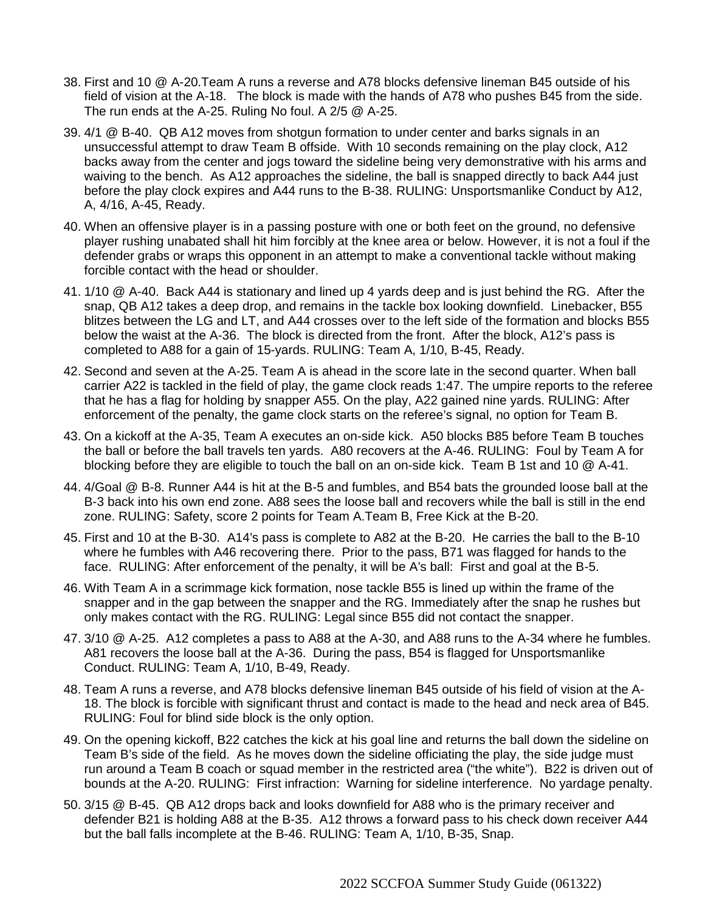38. First and 10 @ A-20.Team A runs a reverse and A78 blocks defensive lineman B45 outside of his field of vision at the A-18. The block is made with the hands of A78 who pushes B45 from the side. The run ends at the A-25. Ruling No foul. A 2/5 @ A-25.

39. 4/1 @ B-40. QB A12 moves from shotgun formation to under center and barks signals in an unsuccessful attempt to draw Team B offside. With 10 seconds remaining on the play clock, A12 backs away from the center and jogs toward the sideline being very demonstrative with his arms and waiving to the bench. As A12 approaches the sideline, the ball is snapped directly to back A44 just before the play clock expires and A44 runs to the B-38. RULING: Unsportsmanlike Conduct by A12, A, 4/16, A-45, Ready.

40. When an offensive player is in a passing posture with one or both feet on the ground, no defensive player rushing unabated shall hit him forcibly at the knee area or below. However, it is not a foul if the defender grabs or wraps this opponent in an attempt to make a conventional tackle without making forcible contact with the head or shoulder.

41. 1/10 @ A-40. Back A44 is stationary and lined up 4 yards deep and is just behind the RG. After the snap, QB A12 takes a deep drop, and remains in the tackle box looking downfield. Linebacker, B55 blitzes between the LG and LT, and A44 crosses over to the left side of the formation and blocks B55 below the waist at the A-36. The block is directed from the front. After the block, A12's pass is completed to A88 for a gain of 15-yards. RULING: Team A, 1/10, B-45, Ready.

42. Second and seven at the A-25. Team A is ahead in the score late in the second quarter. When ball carrier A22 is tackled in the field of play, the game clock reads 1:47. The umpire reports to the referee that he has a flag for holding by snapper A55. On the play, A22 gained nine yards. RULING: After enforcement of the penalty, the game clock starts on the referee's signal, no option for Team B.

43. On a kickoff at the A-35, Team A executes an on-side kick. A50 blocks B85 before Team B touches the ball or before the ball travels ten yards. A80 recovers at the A-46. RULING: Foul by Team A for blocking before they are eligible to touch the ball on an on-side kick. Team B 1st and 10 @ A-41.

44. 4/Goal @ B-8. Runner A44 is hit at the B-5 and fumbles, and B54 bats the grounded loose ball at the B-3 back into his own end zone. A88 sees the loose ball and recovers while the ball is still in the end zone. RULING: Safety, score 2 points for Team A.Team B, Free Kick at the B-20.

45. First and 10 at the B-30. A14's pass is complete to A82 at the B-20. He carries the ball to the B-10 where he fumbles with A46 recovering there. Prior to the pass, B71 was flagged for hands to the face. RULING: After enforcement of the penalty, it will be A's ball: First and goal at the B-5.

46. With Team A in a scrimmage kick formation, nose tackle B55 is lined up within the frame of the snapper and in the gap between the snapper and the RG. Immediately after the snap he rushes but only makes contact with the RG. RULING: Legal since B55 did not contact the snapper.

47. 3/10 @ A-25. A12 completes a pass to A88 at the A-30, and A88 runs to the A-34 where he fumbles. A81 recovers the loose ball at the A-36. During the pass, B54 is flagged for Unsportsmanlike Conduct. RULING: Team A, 1/10, B-49, Ready.

48. Team A runs a reverse, and A78 blocks defensive lineman B45 outside of his field of vision at the A-18. The block is forcible with significant thrust and contact is made to the head and neck area of B45. RULING: Foul for blind side block is the only option.

49. On the opening kickoff, B22 catches the kick at his goal line and returns the ball down the sideline on Team B's side of the field. As he moves down the sideline officiating the play, the side judge must run around a Team B coach or squad member in the restricted area ("the white"). B22 is driven out of bounds at the A-20. RULING: First infraction: Warning for sideline interference. No yardage penalty.

50. 3/15 @ B-45. QB A12 drops back and looks downfield for A88 who is the primary receiver and defender B21 is holding A88 at the B-35. A12 throws a forward pass to his check down receiver A44 but the ball falls incomplete at the B-46. RULING: Team A, 1/10, B-35, Snap.